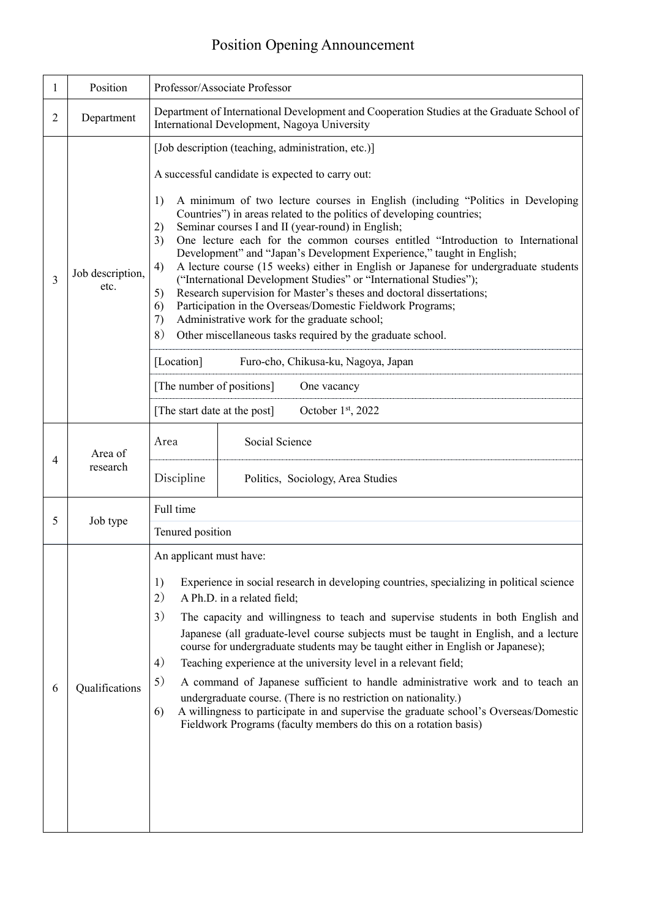# Position Opening Announcement

| | | |
|---|---|---|
| 1 | Position | Professor/Associate Professor |
| 2 | Department | Department of International Development and Cooperation Studies at the Graduate School of International Development, Nagoya University |
| 3 | Job description, etc. | [Job description (teaching, administration, etc.)]<br><br>A successful candidate is expected to carry out:<br><br>1) A minimum of two lecture courses in English (including "Politics in Developing Countries") in areas related to the politics of developing countries;<br>2) Seminar courses I and II (year-round) in English;<br>3) One lecture each for the common courses entitled "Introduction to International Development" and "Japan's Development Experience," taught in English;<br>4) A lecture course (15 weeks) either in English or Japanese for undergraduate students ("International Development Studies" or "International Studies");<br>5) Research supervision for Master's theses and doctoral dissertations;<br>6) Participation in the Overseas/Domestic Fieldwork Programs;<br>7) Administrative work for the graduate school;<br>8) Other miscellaneous tasks required by the graduate school.<br><br>[Location] Furo-cho, Chikusa-ku, Nagoya, Japan<br><br>[The number of positions] One vacancy<br><br>[The start date at the post] October 1st, 2022 |
| 4 | Area of research | Area: Social Science<br><br>Discipline: Politics, Sociology, Area Studies |
| 5 | Job type | Full time<br><br>Tenured position |
| 6 | Qualifications | An applicant must have:<br><br>1) Experience in social research in developing countries, specializing in political science<br>2) A Ph.D. in a related field;<br>3) The capacity and willingness to teach and supervise students in both English and Japanese (all graduate-level course subjects must be taught in English, and a lecture course for undergraduate students may be taught either in English or Japanese);<br>4) Teaching experience at the university level in a relevant field;<br>5) A command of Japanese sufficient to handle administrative work and to teach an undergraduate course. (There is no restriction on nationality.)<br>6) A willingness to participate in and supervise the graduate school's Overseas/Domestic Fieldwork Programs (faculty members do this on a rotation basis) |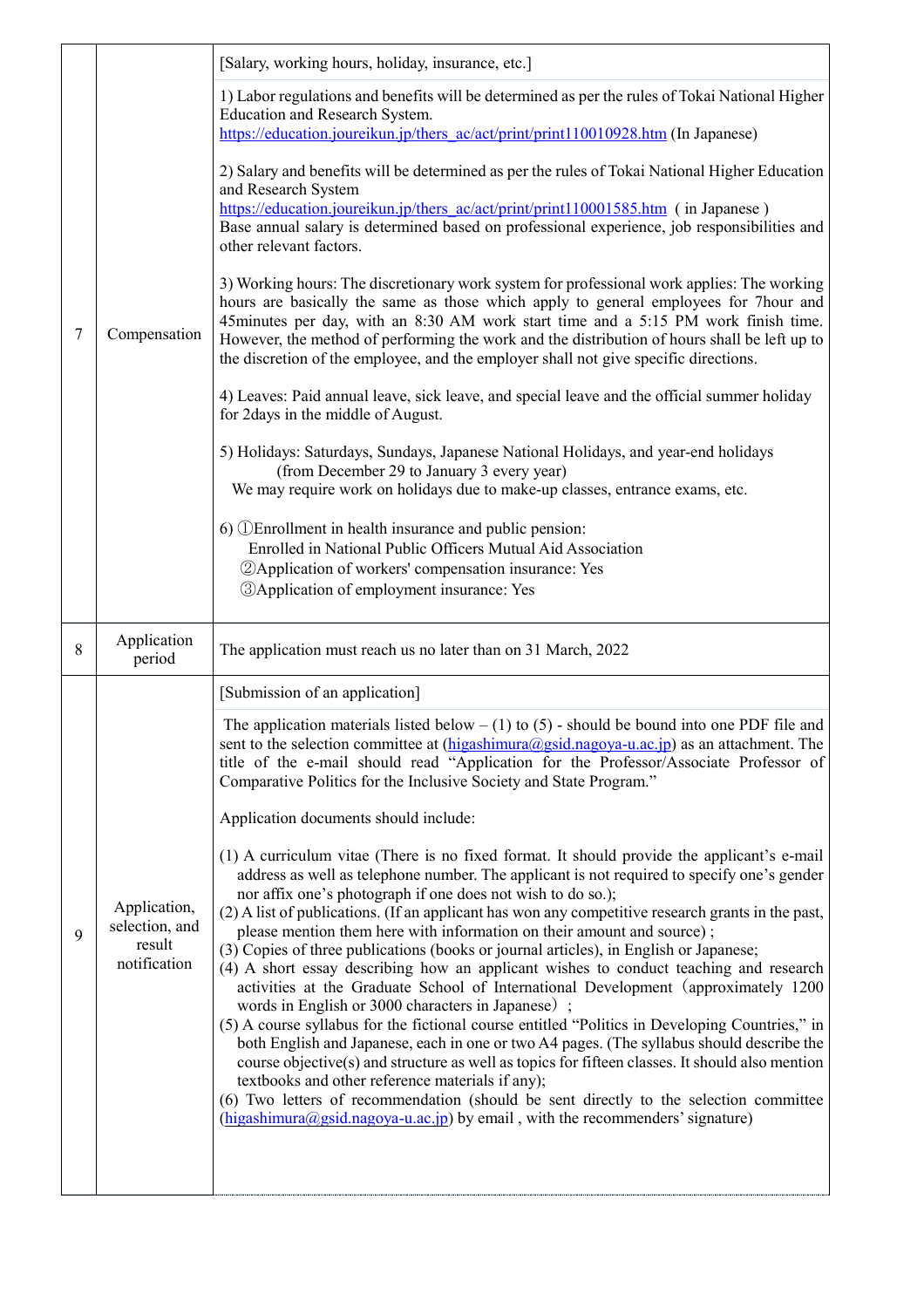| | | |
|---|---|---|
| 7 | Compensation | [Salary, working hours, holiday, insurance, etc.]<br><br>1) Labor regulations and benefits will be determined as per the rules of Tokai National Higher Education and Research System.<br>https://education.joureikun.jp/thers_ac/act/print/print110010928.htm (In Japanese)<br><br>2) Salary and benefits will be determined as per the rules of Tokai National Higher Education and Research System<br>https://education.joureikun.jp/thers_ac/act/print/print110001585.htm ( in Japanese )<br>Base annual salary is determined based on professional experience, job responsibilities and other relevant factors.<br><br>3) Working hours: The discretionary work system for professional work applies: The working hours are basically the same as those which apply to general employees for 7hour and 45minutes per day, with an 8:30 AM work start time and a 5:15 PM work finish time. However, the method of performing the work and the distribution of hours shall be left up to the discretion of the employee, and the employer shall not give specific directions.<br><br>4) Leaves: Paid annual leave, sick leave, and special leave and the official summer holiday for 2days in the middle of August.<br><br>5) Holidays: Saturdays, Sundays, Japanese National Holidays, and year-end holidays (from December 29 to January 3 every year)<br>We may require work on holidays due to make-up classes, entrance exams, etc.<br><br>6) ①Enrollment in health insurance and public pension:<br>Enrolled in National Public Officers Mutual Aid Association<br>②Application of workers' compensation insurance: Yes<br>③Application of employment insurance: Yes |
| 8 | Application period | The application must reach us no later than on 31 March, 2022 |
| 9 | Application, selection, and result notification | [Submission of an application]<br><br>The application materials listed below – (1) to (5) - should be bound into one PDF file and sent to the selection committee at (higashimura@gsid.nagoya-u.ac.jp) as an attachment. The title of the e-mail should read "Application for the Professor/Associate Professor of Comparative Politics for the Inclusive Society and State Program."<br><br>Application documents should include:<br><br>(1) A curriculum vitae (There is no fixed format. It should provide the applicant's e-mail address as well as telephone number. The applicant is not required to specify one's gender nor affix one's photograph if one does not wish to do so.);<br>(2) A list of publications. (If an applicant has won any competitive research grants in the past, please mention them here with information on their amount and source) ;<br>(3) Copies of three publications (books or journal articles), in English or Japanese;<br>(4) A short essay describing how an applicant wishes to conduct teaching and research activities at the Graduate School of International Development（approximately 1200 words in English or 3000 characters in Japanese）;<br>(5) A course syllabus for the fictional course entitled "Politics in Developing Countries," in both English and Japanese, each in one or two A4 pages. (The syllabus should describe the course objective(s) and structure as well as topics for fifteen classes. It should also mention textbooks and other reference materials if any);<br>(6) Two letters of recommendation (should be sent directly to the selection committee (higashimura@gsid.nagoya-u.ac.jp) by email , with the recommenders' signature) |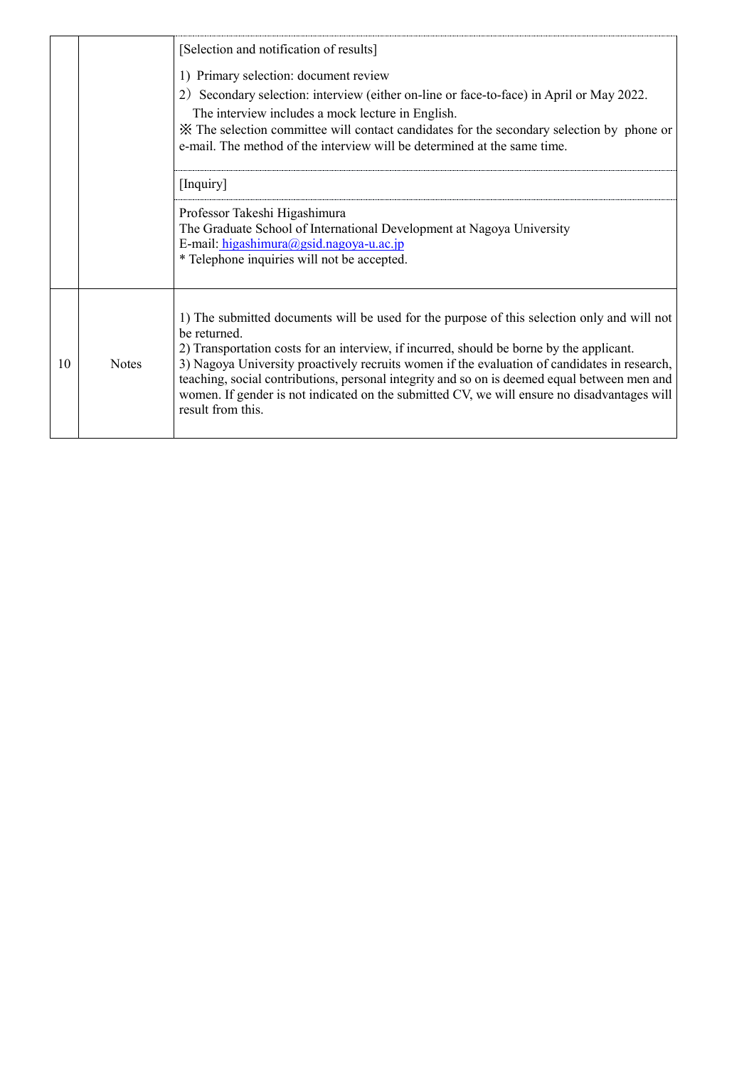| | | |
|---|---|---|
| | | [Selection and notification of results]<br><br>1) Primary selection: document review<br>2）Secondary selection: interview (either on-line or face-to-face) in April or May 2022. The interview includes a mock lecture in English.<br>※ The selection committee will contact candidates for the secondary selection by phone or e-mail. The method of the interview will be determined at the same time. |
| | | [Inquiry] |
| | | Professor Takeshi Higashimura<br>The Graduate School of International Development at Nagoya University<br>E-mail: higashimura@gsid.nagoya-u.ac.jp<br>* Telephone inquiries will not be accepted. |
| 10 | Notes | 1) The submitted documents will be used for the purpose of this selection only and will not be returned.<br>2) Transportation costs for an interview, if incurred, should be borne by the applicant.<br>3) Nagoya University proactively recruits women if the evaluation of candidates in research, teaching, social contributions, personal integrity and so on is deemed equal between men and women. If gender is not indicated on the submitted CV, we will ensure no disadvantages will result from this. |